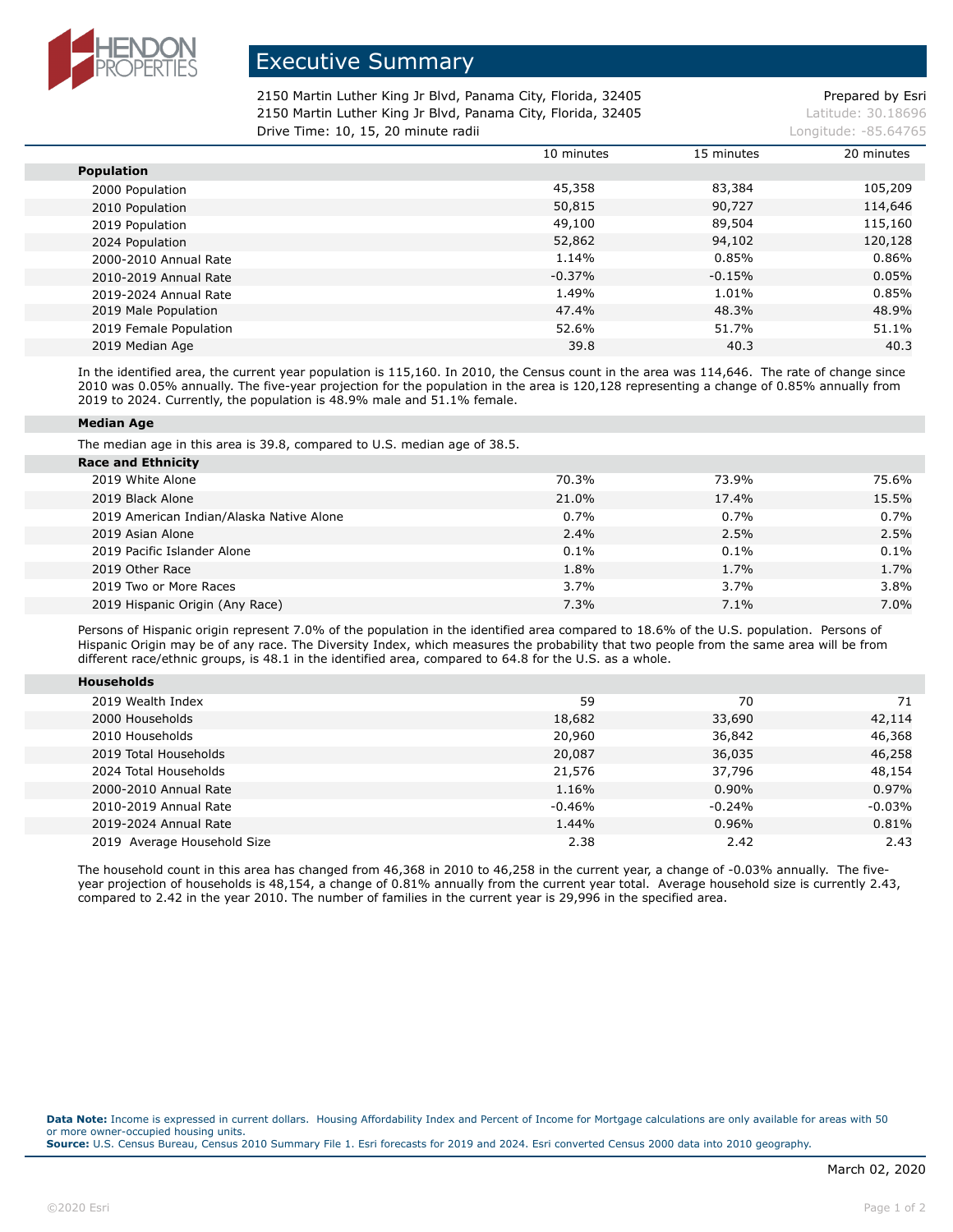# Executive Summary

2150 Martin Luther King Jr Blvd, Panama City, Florida, 32405
2150 Martin Luther King Jr Blvd, Panama City, Florida, 32405
Drive Time: 10, 15, 20 minute radii

Prepared by Esri
Latitude: 30.18696
Longitude: -85.64765

| | 10 minutes | 15 minutes | 20 minutes |
|---|---|---|---|
| **Population** | | | |
| 2000 Population | 45,358 | 83,384 | 105,209 |
| 2010 Population | 50,815 | 90,727 | 114,646 |
| 2019 Population | 49,100 | 89,504 | 115,160 |
| 2024 Population | 52,862 | 94,102 | 120,128 |
| 2000-2010 Annual Rate | 1.14% | 0.85% | 0.86% |
| 2010-2019 Annual Rate | -0.37% | -0.15% | 0.05% |
| 2019-2024 Annual Rate | 1.49% | 1.01% | 0.85% |
| 2019 Male Population | 47.4% | 48.3% | 48.9% |
| 2019 Female Population | 52.6% | 51.7% | 51.1% |
| 2019 Median Age | 39.8 | 40.3 | 40.3 |

In the identified area, the current year population is 115,160. In 2010, the Census count in the area was 114,646. The rate of change since 2010 was 0.05% annually. The five-year projection for the population in the area is 120,128 representing a change of 0.85% annually from 2019 to 2024. Currently, the population is 48.9% male and 51.1% female.

**Median Age**

The median age in this area is 39.8, compared to U.S. median age of 38.5.

| | 10 minutes | 15 minutes | 20 minutes |
|---|---|---|---|
| **Race and Ethnicity** | | | |
| 2019 White Alone | 70.3% | 73.9% | 75.6% |
| 2019 Black Alone | 21.0% | 17.4% | 15.5% |
| 2019 American Indian/Alaska Native Alone | 0.7% | 0.7% | 0.7% |
| 2019 Asian Alone | 2.4% | 2.5% | 2.5% |
| 2019 Pacific Islander Alone | 0.1% | 0.1% | 0.1% |
| 2019 Other Race | 1.8% | 1.7% | 1.7% |
| 2019 Two or More Races | 3.7% | 3.7% | 3.8% |
| 2019 Hispanic Origin (Any Race) | 7.3% | 7.1% | 7.0% |

Persons of Hispanic origin represent 7.0% of the population in the identified area compared to 18.6% of the U.S. population. Persons of Hispanic Origin may be of any race. The Diversity Index, which measures the probability that two people from the same area will be from different race/ethnic groups, is 48.1 in the identified area, compared to 64.8 for the U.S. as a whole.

| | 10 minutes | 15 minutes | 20 minutes |
|---|---|---|---|
| **Households** | | | |
| 2019 Wealth Index | 59 | 70 | 71 |
| 2000 Households | 18,682 | 33,690 | 42,114 |
| 2010 Households | 20,960 | 36,842 | 46,368 |
| 2019 Total Households | 20,087 | 36,035 | 46,258 |
| 2024 Total Households | 21,576 | 37,796 | 48,154 |
| 2000-2010 Annual Rate | 1.16% | 0.90% | 0.97% |
| 2010-2019 Annual Rate | -0.46% | -0.24% | -0.03% |
| 2019-2024 Annual Rate | 1.44% | 0.96% | 0.81% |
| 2019 Average Household Size | 2.38 | 2.42 | 2.43 |

The household count in this area has changed from 46,368 in 2010 to 46,258 in the current year, a change of -0.03% annually. The five-year projection of households is 48,154, a change of 0.81% annually from the current year total. Average household size is currently 2.43, compared to 2.42 in the year 2010. The number of families in the current year is 29,996 in the specified area.

**Data Note:** Income is expressed in current dollars. Housing Affordability Index and Percent of Income for Mortgage calculations are only available for areas with 50 or more owner-occupied housing units.
**Source:** U.S. Census Bureau, Census 2010 Summary File 1. Esri forecasts for 2019 and 2024. Esri converted Census 2000 data into 2010 geography.

March 02, 2020

©2020 Esri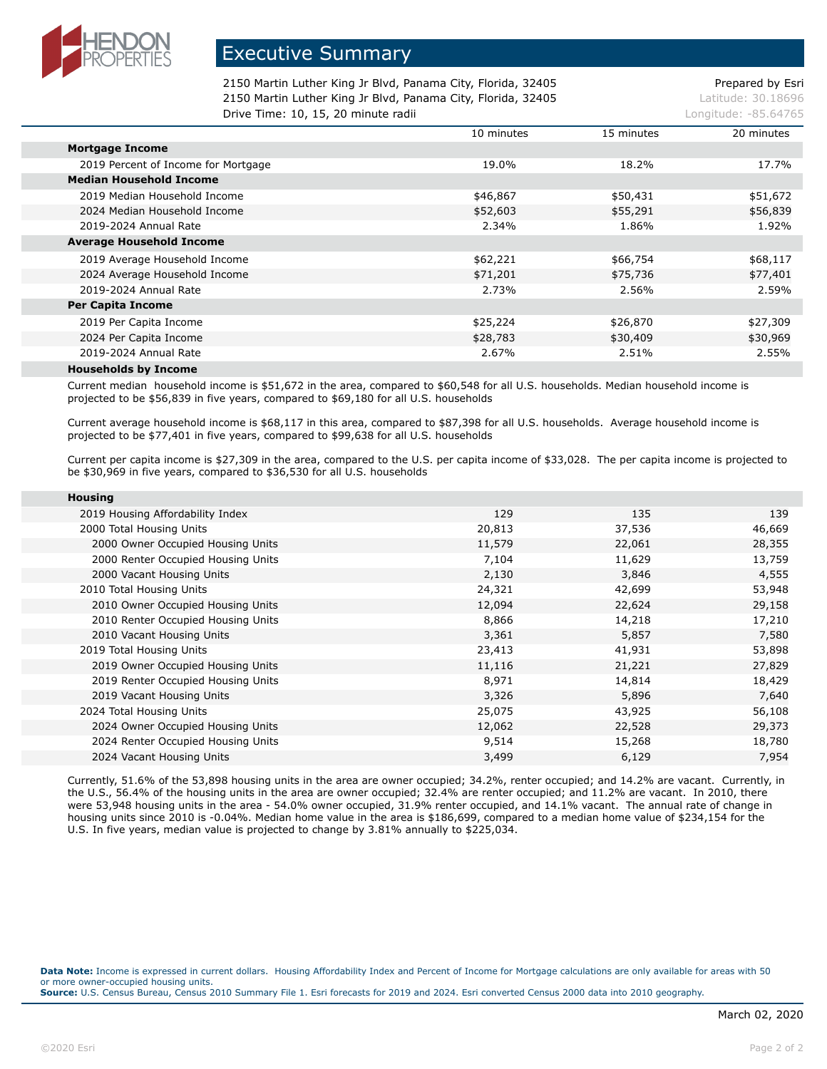# Executive Summary

2150 Martin Luther King Jr Blvd, Panama City, Florida, 32405 — Prepared by Esri
2150 Martin Luther King Jr Blvd, Panama City, Florida, 32405 — Latitude: 30.18696
Drive Time: 10, 15, 20 minute radii — Longitude: -85.64765

| | 10 minutes | 15 minutes | 20 minutes |
|---|---|---|---|
| **Mortgage Income** | | | |
| 2019 Percent of Income for Mortgage | 19.0% | 18.2% | 17.7% |
| **Median Household Income** | | | |
| 2019 Median Household Income | $46,867 | $50,431 | $51,672 |
| 2024 Median Household Income | $52,603 | $55,291 | $56,839 |
| 2019-2024 Annual Rate | 2.34% | 1.86% | 1.92% |
| **Average Household Income** | | | |
| 2019 Average Household Income | $62,221 | $66,754 | $68,117 |
| 2024 Average Household Income | $71,201 | $75,736 | $77,401 |
| 2019-2024 Annual Rate | 2.73% | 2.56% | 2.59% |
| **Per Capita Income** | | | |
| 2019 Per Capita Income | $25,224 | $26,870 | $27,309 |
| 2024 Per Capita Income | $28,783 | $30,409 | $30,969 |
| 2019-2024 Annual Rate | 2.67% | 2.51% | 2.55% |

**Households by Income**

Current median household income is $51,672 in the area, compared to $60,548 for all U.S. households. Median household income is projected to be $56,839 in five years, compared to $69,180 for all U.S. households

Current average household income is $68,117 in this area, compared to $87,398 for all U.S. households. Average household income is projected to be $77,401 in five years, compared to $99,638 for all U.S. households

Current per capita income is $27,309 in the area, compared to the U.S. per capita income of $33,028. The per capita income is projected to be $30,969 in five years, compared to $36,530 for all U.S. households

| | 10 minutes | 15 minutes | 20 minutes |
|---|---|---|---|
| **Housing** | | | |
| 2019 Housing Affordability Index | 129 | 135 | 139 |
| 2000 Total Housing Units | 20,813 | 37,536 | 46,669 |
| 2000 Owner Occupied Housing Units | 11,579 | 22,061 | 28,355 |
| 2000 Renter Occupied Housing Units | 7,104 | 11,629 | 13,759 |
| 2000 Vacant Housing Units | 2,130 | 3,846 | 4,555 |
| 2010 Total Housing Units | 24,321 | 42,699 | 53,948 |
| 2010 Owner Occupied Housing Units | 12,094 | 22,624 | 29,158 |
| 2010 Renter Occupied Housing Units | 8,866 | 14,218 | 17,210 |
| 2010 Vacant Housing Units | 3,361 | 5,857 | 7,580 |
| 2019 Total Housing Units | 23,413 | 41,931 | 53,898 |
| 2019 Owner Occupied Housing Units | 11,116 | 21,221 | 27,829 |
| 2019 Renter Occupied Housing Units | 8,971 | 14,814 | 18,429 |
| 2019 Vacant Housing Units | 3,326 | 5,896 | 7,640 |
| 2024 Total Housing Units | 25,075 | 43,925 | 56,108 |
| 2024 Owner Occupied Housing Units | 12,062 | 22,528 | 29,373 |
| 2024 Renter Occupied Housing Units | 9,514 | 15,268 | 18,780 |
| 2024 Vacant Housing Units | 3,499 | 6,129 | 7,954 |

Currently, 51.6% of the 53,898 housing units in the area are owner occupied; 34.2%, renter occupied; and 14.2% are vacant. Currently, in the U.S., 56.4% of the housing units in the area are owner occupied; 32.4% are renter occupied; and 11.2% are vacant. In 2010, there were 53,948 housing units in the area - 54.0% owner occupied, 31.9% renter occupied, and 14.1% vacant. The annual rate of change in housing units since 2010 is -0.04%. Median home value in the area is $186,699, compared to a median home value of $234,154 for the U.S. In five years, median value is projected to change by 3.81% annually to $225,034.

**Data Note:** Income is expressed in current dollars. Housing Affordability Index and Percent of Income for Mortgage calculations are only available for areas with 50 or more owner-occupied housing units.
**Source:** U.S. Census Bureau, Census 2010 Summary File 1. Esri forecasts for 2019 and 2024. Esri converted Census 2000 data into 2010 geography.

March 02, 2020